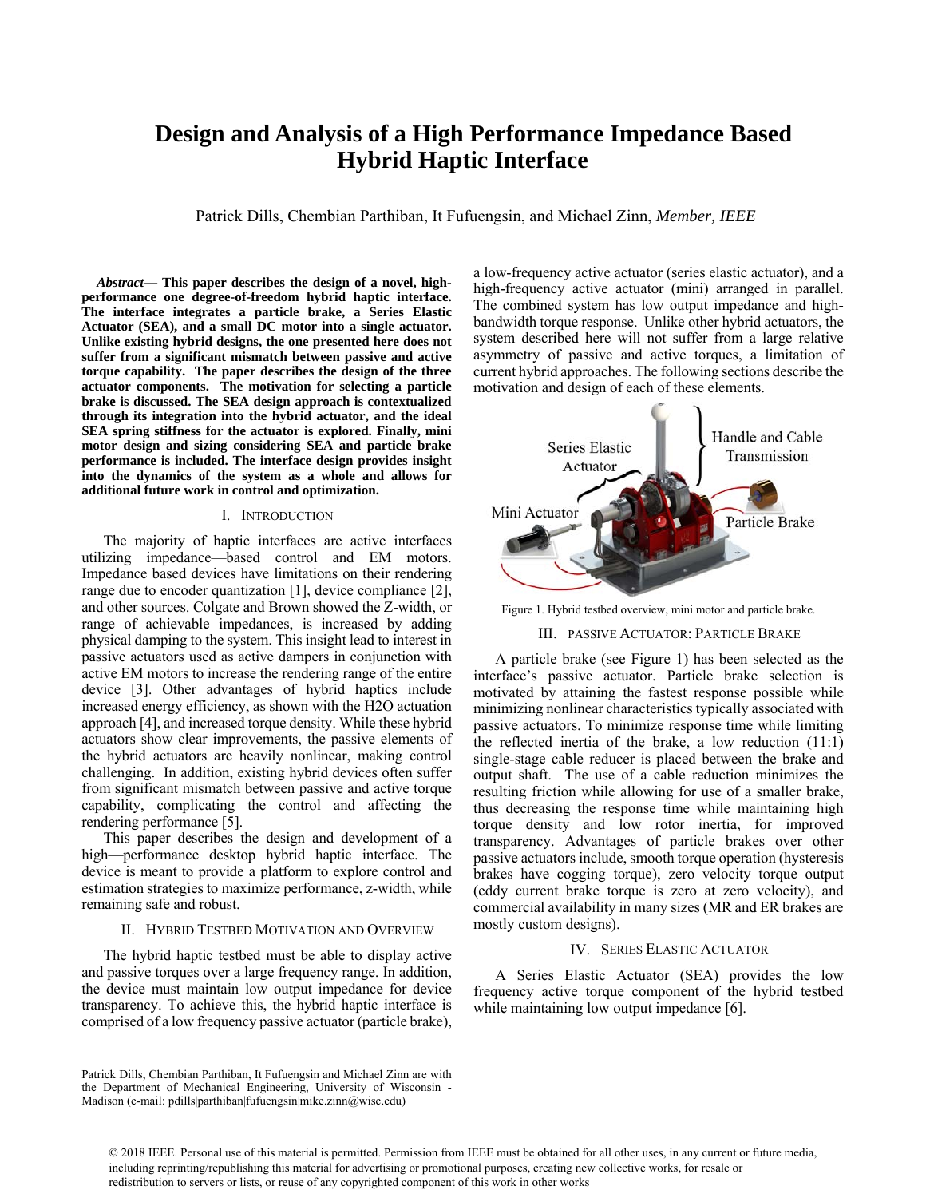# Design and Analysis of a High Performance Impedance Based Hybrid Haptic Interface

Patrick Dills, Chembian Parthiban, It Fufuengsin, and Michael Zinn, *Member, IEEE*

***Abstract*— This paper describes the design of a novel, high-performance one degree-of-freedom hybrid haptic interface. The interface integrates a particle brake, a Series Elastic Actuator (SEA), and a small DC motor into a single actuator. Unlike existing hybrid designs, the one presented here does not suffer from a significant mismatch between passive and active torque capability. The paper describes the design of the three actuator components. The motivation for selecting a particle brake is discussed. The SEA design approach is contextualized through its integration into the hybrid actuator, and the ideal SEA spring stiffness for the actuator is explored. Finally, mini motor design and sizing considering SEA and particle brake performance is included. The interface design provides insight into the dynamics of the system as a whole and allows for additional future work in control and optimization.**

## I. Introduction

The majority of haptic interfaces are active interfaces utilizing impedance—based control and EM motors. Impedance based devices have limitations on their rendering range due to encoder quantization [1], device compliance [2], and other sources. Colgate and Brown showed the Z-width, or range of achievable impedances, is increased by adding physical damping to the system. This insight lead to interest in passive actuators used as active dampers in conjunction with active EM motors to increase the rendering range of the entire device [3]. Other advantages of hybrid haptics include increased energy efficiency, as shown with the H2O actuation approach [4], and increased torque density. While these hybrid actuators show clear improvements, the passive elements of the hybrid actuators are heavily nonlinear, making control challenging. In addition, existing hybrid devices often suffer from significant mismatch between passive and active torque capability, complicating the control and affecting the rendering performance [5].

This paper describes the design and development of a high—performance desktop hybrid haptic interface. The device is meant to provide a platform to explore control and estimation strategies to maximize performance, z-width, while remaining safe and robust.

## II. Hybrid Testbed Motivation and Overview

The hybrid haptic testbed must be able to display active and passive torques over a large frequency range. In addition, the device must maintain low output impedance for device transparency. To achieve this, the hybrid haptic interface is comprised of a low frequency passive actuator (particle brake), a low-frequency active actuator (series elastic actuator), and a high-frequency active actuator (mini) arranged in parallel. The combined system has low output impedance and high-bandwidth torque response. Unlike other hybrid actuators, the system described here will not suffer from a large relative asymmetry of passive and active torques, a limitation of current hybrid approaches. The following sections describe the motivation and design of each of these elements.

Figure 1. Hybrid testbed overview, mini motor and particle brake.

## III. Passive Actuator: Particle Brake

A particle brake (see Figure 1) has been selected as the interface's passive actuator. Particle brake selection is motivated by attaining the fastest response possible while minimizing nonlinear characteristics typically associated with passive actuators. To minimize response time while limiting the reflected inertia of the brake, a low reduction (11:1) single-stage cable reducer is placed between the brake and output shaft. The use of a cable reduction minimizes the resulting friction while allowing for use of a smaller brake, thus decreasing the response time while maintaining high torque density and low rotor inertia, for improved transparency. Advantages of particle brakes over other passive actuators include, smooth torque operation (hysteresis brakes have cogging torque), zero velocity torque output (eddy current brake torque is zero at zero velocity), and commercial availability in many sizes (MR and ER brakes are mostly custom designs).

## IV. Series Elastic Actuator

A Series Elastic Actuator (SEA) provides the low frequency active torque component of the hybrid testbed while maintaining low output impedance [6].

Patrick Dills, Chembian Parthiban, It Fufuengsin and Michael Zinn are with the Department of Mechanical Engineering, University of Wisconsin - Madison (e-mail: pdills|parthiban|fufuengsin|mike.zinn@wisc.edu)

© 2018 IEEE. Personal use of this material is permitted. Permission from IEEE must be obtained for all other uses, in any current or future media, including reprinting/republishing this material for advertising or promotional purposes, creating new collective works, for resale or redistribution to servers or lists, or reuse of any copyrighted component of this work in other works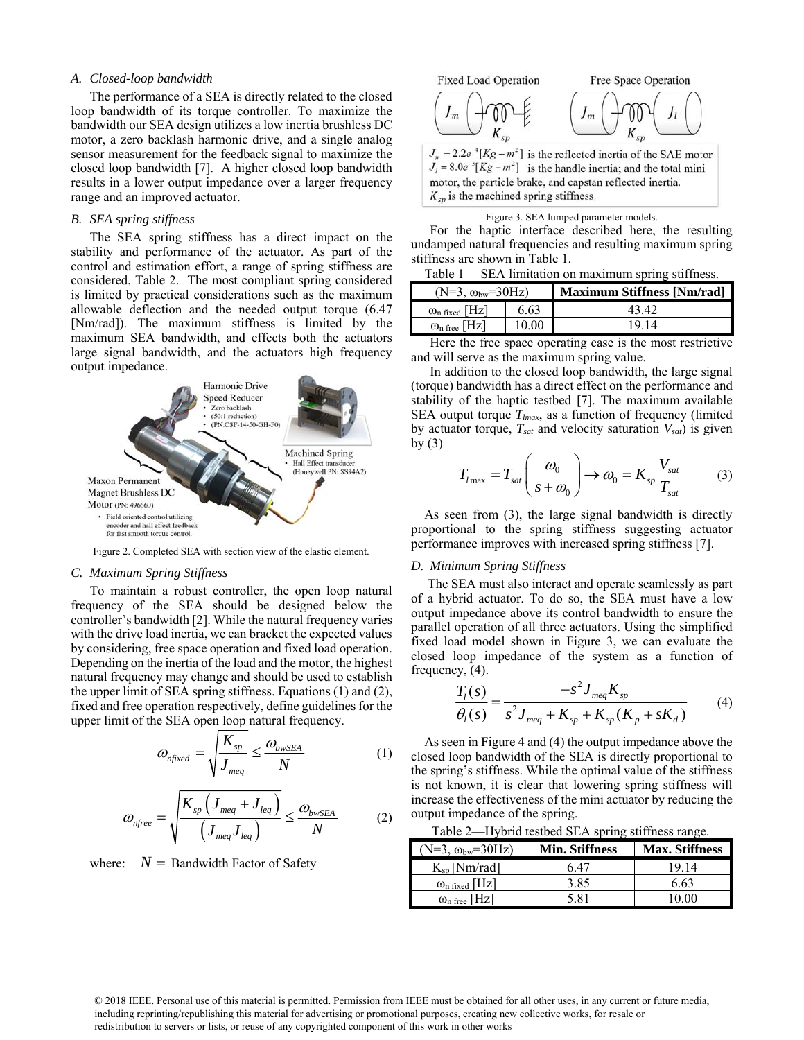### A. Closed-loop bandwidth

The performance of a SEA is directly related to the closed loop bandwidth of its torque controller. To maximize the bandwidth our SEA design utilizes a low inertia brushless DC motor, a zero backlash harmonic drive, and a single analog sensor measurement for the feedback signal to maximize the closed loop bandwidth [7]. A higher closed loop bandwidth results in a lower output impedance over a larger frequency range and an improved actuator.

### B. SEA spring stiffness

The SEA spring stiffness has a direct impact on the stability and performance of the actuator. As part of the control and estimation effort, a range of spring stiffness are considered, Table 2. The most compliant spring considered is limited by practical considerations such as the maximum allowable deflection and the needed output torque (6.47 [Nm/rad]). The maximum stiffness is limited by the maximum SEA bandwidth, and effects both the actuators large signal bandwidth, and the actuators high frequency output impedance.

Figure 2. Completed SEA with section view of the elastic element.

### C. Maximum Spring Stiffness

To maintain a robust controller, the open loop natural frequency of the SEA should be designed below the controller's bandwidth [2]. While the natural frequency varies with the drive load inertia, we can bracket the expected values by considering, free space operation and fixed load operation. Depending on the inertia of the load and the motor, the highest natural frequency may change and should be used to establish the upper limit of SEA spring stiffness. Equations (1) and (2), fixed and free operation respectively, define guidelines for the upper limit of the SEA open loop natural frequency.

$$\omega_{nfixed} = \sqrt{\frac{K_{sp}}{J_{meq}}} \leq \frac{\omega_{bwSEA}}{N} \tag{1}$$

$$\omega_{nfree} = \sqrt{\frac{K_{sp}\left(J_{meq} + J_{leq}\right)}{\left(J_{meq} J_{leq}\right)}} \leq \frac{\omega_{bwSEA}}{N} \tag{2}$$

where: $N =$ Bandwidth Factor of Safety

Fixed Load Operation / Free Space Operation

$J_m = 2.2e^{-4}[Kg-m^2]$ is the reflected inertia of the SAE motor
$J_l = 8.0e^{-3}[Kg-m^2]$ is the handle inertia; and the total mini motor, the particle brake, and capstan reflected inertia.
$K_{sp}$ is the machined spring stiffness.

Figure 3. SEA lumped parameter models.

For the haptic interface described here, the resulting undamped natural frequencies and resulting maximum spring stiffness are shown in Table 1.

Table 1— SEA limitation on maximum spring stiffness.

| (N=3, $\omega_{bw}$=30Hz) | | **Maximum Stiffness [Nm/rad]** |
|---|---|---|
| $\omega_{n\ fixed}$ [Hz] | 6.63 | 43.42 |
| $\omega_{n\ free}$ [Hz] | 10.00 | 19.14 |

Here the free space operating case is the most restrictive and will serve as the maximum spring value.

In addition to the closed loop bandwidth, the large signal (torque) bandwidth has a direct effect on the performance and stability of the haptic testbed [7]. The maximum available SEA output torque $T_{lmax}$, as a function of frequency (limited by actuator torque, $T_{sat}$ and velocity saturation $V_{sat}$) is given by (3)

$$T_{l\max} = T_{sat}\left(\frac{\omega_0}{s+\omega_0}\right) \rightarrow \omega_0 = K_{sp}\frac{V_{sat}}{T_{sat}} \tag{3}$$

As seen from (3), the large signal bandwidth is directly proportional to the spring stiffness suggesting actuator performance improves with increased spring stiffness [7].

### D. Minimum Spring Stiffness

The SEA must also interact and operate seamlessly as part of a hybrid actuator. To do so, the SEA must have a low output impedance above its control bandwidth to ensure the parallel operation of all three actuators. Using the simplified fixed load model shown in Figure 3, we can evaluate the closed loop impedance of the system as a function of frequency, (4).

$$\frac{T_l(s)}{\theta_l(s)} = \frac{-s^2 J_{meq} K_{sp}}{s^2 J_{meq} + K_{sp} + K_{sp}(K_p + sK_d)} \tag{4}$$

As seen in Figure 4 and (4) the output impedance above the closed loop bandwidth of the SEA is directly proportional to the spring's stiffness. While the optimal value of the stiffness is not known, it is clear that lowering spring stiffness will increase the effectiveness of the mini actuator by reducing the output impedance of the spring.

Table 2—Hybrid testbed SEA spring stiffness range.

| (N=3, $\omega_{bw}$=30Hz) | **Min. Stiffness** | **Max. Stiffness** |
|---|---|---|
| $K_{sp}$ [Nm/rad] | 6.47 | 19.14 |
| $\omega_{n\ fixed}$ [Hz] | 3.85 | 6.63 |
| $\omega_{n\ free}$ [Hz] | 5.81 | 10.00 |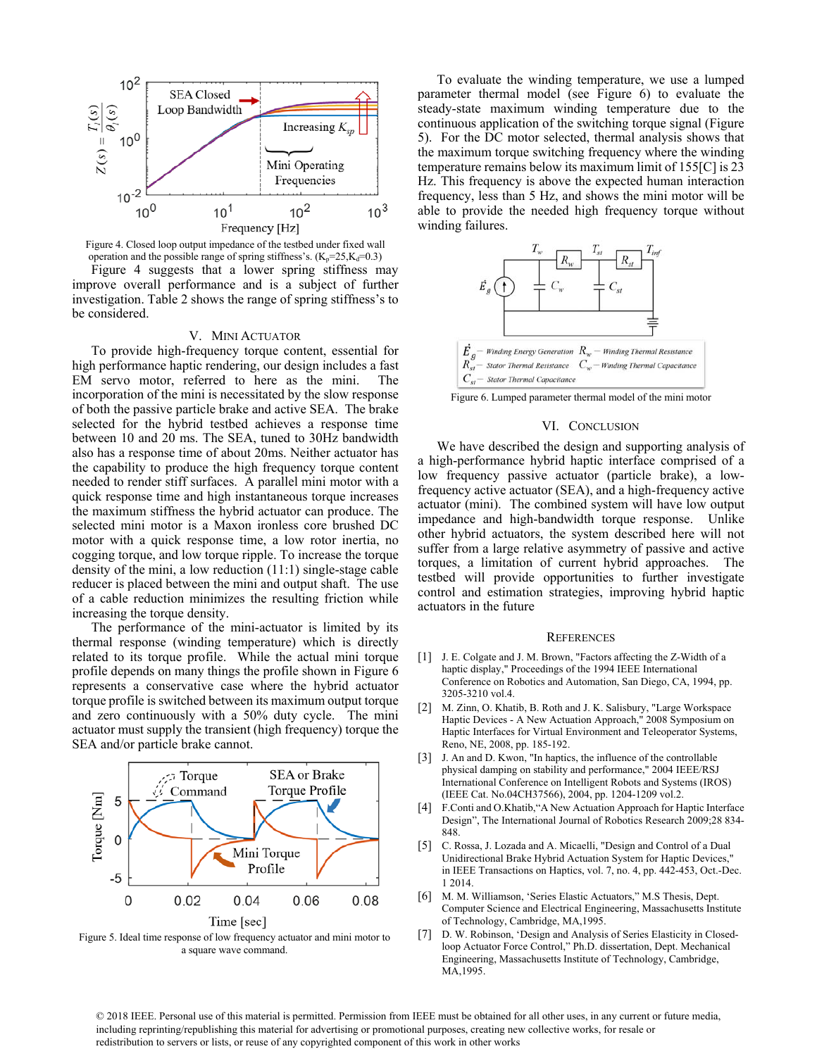$10^2$

SEA Closed Loop Bandwidth

Increasing $K_{sp}$

$Z(s) = \frac{T_i(s)}{\dot{\theta}_i(s)}$

$10^0$

Mini Operating Frequencies

$10^{-2}$

$10^0$ $10^1$ $10^2$ $10^3$

Frequency [Hz]

Figure 4. Closed loop output impedance of the testbed under fixed wall operation and the possible range of spring stiffness's. ($K_p$=25,$K_d$=0.3)

Figure 4 suggests that a lower spring stiffness may improve overall performance and is a subject of further investigation. Table 2 shows the range of spring stiffness's to be considered.

## V. Mini Actuator

To provide high-frequency torque content, essential for high performance haptic rendering, our design includes a fast EM servo motor, referred to here as the mini. The incorporation of the mini is necessitated by the slow response of both the passive particle brake and active SEA. The brake selected for the hybrid testbed achieves a response time between 10 and 20 ms. The SEA, tuned to 30Hz bandwidth also has a response time of about 20ms. Neither actuator has the capability to produce the high frequency torque content needed to render stiff surfaces. A parallel mini motor with a quick response time and high instantaneous torque increases the maximum stiffness the hybrid actuator can produce. The selected mini motor is a Maxon ironless core brushed DC motor with a quick response time, a low rotor inertia, no cogging torque, and low torque ripple. To increase the torque density of the mini, a low reduction (11:1) single-stage cable reducer is placed between the mini and output shaft. The use of a cable reduction minimizes the resulting friction while increasing the torque density.

The performance of the mini-actuator is limited by its thermal response (winding temperature) which is directly related to its torque profile. While the actual mini torque profile depends on many things the profile shown in Figure 6 represents a conservative case where the hybrid actuator torque profile is switched between its maximum output torque and zero continuously with a 50% duty cycle. The mini actuator must supply the transient (high frequency) torque the SEA and/or particle brake cannot.

Torque Command

SEA or Brake Torque Profile

Mini Torque Profile

Torque [Nm]

5

0

-5

0 0.02 0.04 0.06 0.08

Time [sec]

Figure 5. Ideal time response of low frequency actuator and mini motor to a square wave command.

To evaluate the winding temperature, we use a lumped parameter thermal model (see Figure 6) to evaluate the steady-state maximum winding temperature due to the continuous application of the switching torque signal (Figure 5). For the DC motor selected, thermal analysis shows that the maximum torque switching frequency where the winding temperature remains below its maximum limit of 155[C] is 23 Hz. This frequency is above the expected human interaction frequency, less than 5 Hz, and shows the mini motor will be able to provide the needed high frequency torque without winding failures.

$T_w$ $R_w$ $T_{st}$ $R_{st}$ $T_{inf}$

$\dot{E}_g$ $C_w$ $C_{st}$

$\dot{E}_g$ – Winding Energy Generation $R_w$ – Winding Thermal Resistance
$R_{st}$ – Stator Thermal Resistance $C_w$ – Winding Thermal Capacitance
$C_{st}$ – Stator Thermal Capacitance

Figure 6. Lumped parameter thermal model of the mini motor

## VI. Conclusion

We have described the design and supporting analysis of a high-performance hybrid haptic interface comprised of a low frequency passive actuator (particle brake), a low-frequency active actuator (SEA), and a high-frequency active actuator (mini). The combined system will have low output impedance and high-bandwidth torque response. Unlike other hybrid actuators, the system described here will not suffer from a large relative asymmetry of passive and active torques, a limitation of current hybrid approaches. The testbed will provide opportunities to further investigate control and estimation strategies, improving hybrid haptic actuators in the future

## References

[1] J. E. Colgate and J. M. Brown, "Factors affecting the Z-Width of a haptic display," Proceedings of the 1994 IEEE International Conference on Robotics and Automation, San Diego, CA, 1994, pp. 3205-3210 vol.4.

[2] M. Zinn, O. Khatib, B. Roth and J. K. Salisbury, "Large Workspace Haptic Devices - A New Actuation Approach," 2008 Symposium on Haptic Interfaces for Virtual Environment and Teleoperator Systems, Reno, NE, 2008, pp. 185-192.

[3] J. An and D. Kwon, "In haptics, the influence of the controllable physical damping on stability and performance," 2004 IEEE/RSJ International Conference on Intelligent Robots and Systems (IROS) (IEEE Cat. No.04CH37566), 2004, pp. 1204-1209 vol.2.

[4] F.Conti and O.Khatib,"A New Actuation Approach for Haptic Interface Design", The International Journal of Robotics Research 2009;28 834-848.

[5] C. Rossa, J. Lozada and A. Micaelli, "Design and Control of a Dual Unidirectional Brake Hybrid Actuation System for Haptic Devices," in IEEE Transactions on Haptics, vol. 7, no. 4, pp. 442-453, Oct.-Dec. 1 2014.

[6] M. M. Williamson, 'Series Elastic Actuators," M.S Thesis, Dept. Computer Science and Electrical Engineering, Massachusetts Institute of Technology, Cambridge, MA,1995.

[7] D. W. Robinson, 'Design and Analysis of Series Elasticity in Closed-loop Actuator Force Control," Ph.D. dissertation, Dept. Mechanical Engineering, Massachusetts Institute of Technology, Cambridge, MA,1995.

© 2018 IEEE. Personal use of this material is permitted. Permission from IEEE must be obtained for all other uses, in any current or future media, including reprinting/republishing this material for advertising or promotional purposes, creating new collective works, for resale or redistribution to servers or lists, or reuse of any copyrighted component of this work in other works